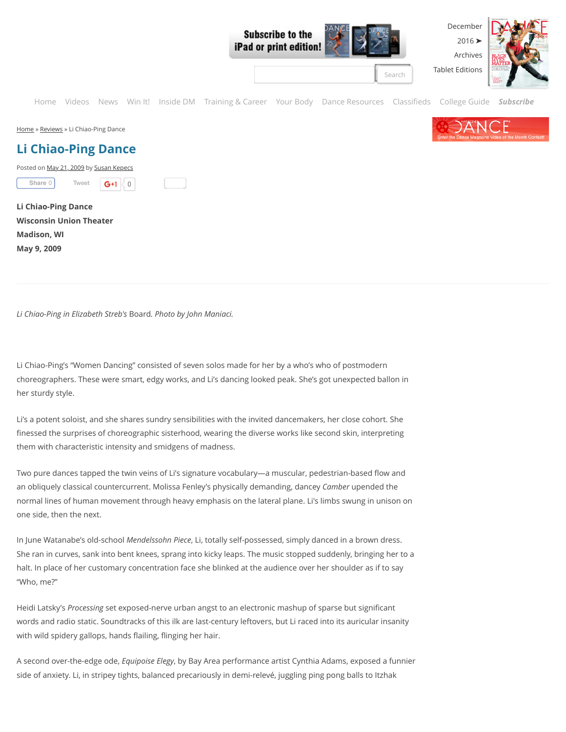Home » Reviews » Li Chiao-Ping Dance

# Li Chiao-Ping Dance

Posted on May 21, 2009 by Susan Kepecs

**Li Chiao-Ping Dance**
**Wisconsin Union Theater**
**Madison, WI**
**May 9, 2009**

*Li Chiao-Ping in Elizabeth Streb's* Board*. Photo by John Maniaci.*

Li Chiao-Ping's "Women Dancing" consisted of seven solos made for her by a who's who of postmodern choreographers. These were smart, edgy works, and Li's dancing looked peak. She's got unexpected ballon in her sturdy style.

Li's a potent soloist, and she shares sundry sensibilities with the invited dancemakers, her close cohort. She finessed the surprises of choreographic sisterhood, wearing the diverse works like second skin, interpreting them with characteristic intensity and smidgens of madness.

Two pure dances tapped the twin veins of Li's signature vocabulary—a muscular, pedestrian-based flow and an obliquely classical countercurrent. Molissa Fenley's physically demanding, dancey *Camber* upended the normal lines of human movement through heavy emphasis on the lateral plane. Li's limbs swung in unison on one side, then the next.

In June Watanabe's old-school *Mendelssohn Piece*, Li, totally self-possessed, simply danced in a brown dress. She ran in curves, sank into bent knees, sprang into kicky leaps. The music stopped suddenly, bringing her to a halt. In place of her customary concentration face she blinked at the audience over her shoulder as if to say "Who, me?"

Heidi Latsky's *Processing* set exposed-nerve urban angst to an electronic mashup of sparse but significant words and radio static. Soundtracks of this ilk are last-century leftovers, but Li raced into its auricular insanity with wild spidery gallops, hands flailing, flinging her hair.

A second over-the-edge ode, *Equipoise Elegy*, by Bay Area performance artist Cynthia Adams, exposed a funnier side of anxiety. Li, in stripey tights, balanced precariously in demi-relevé, juggling ping pong balls to Itzhak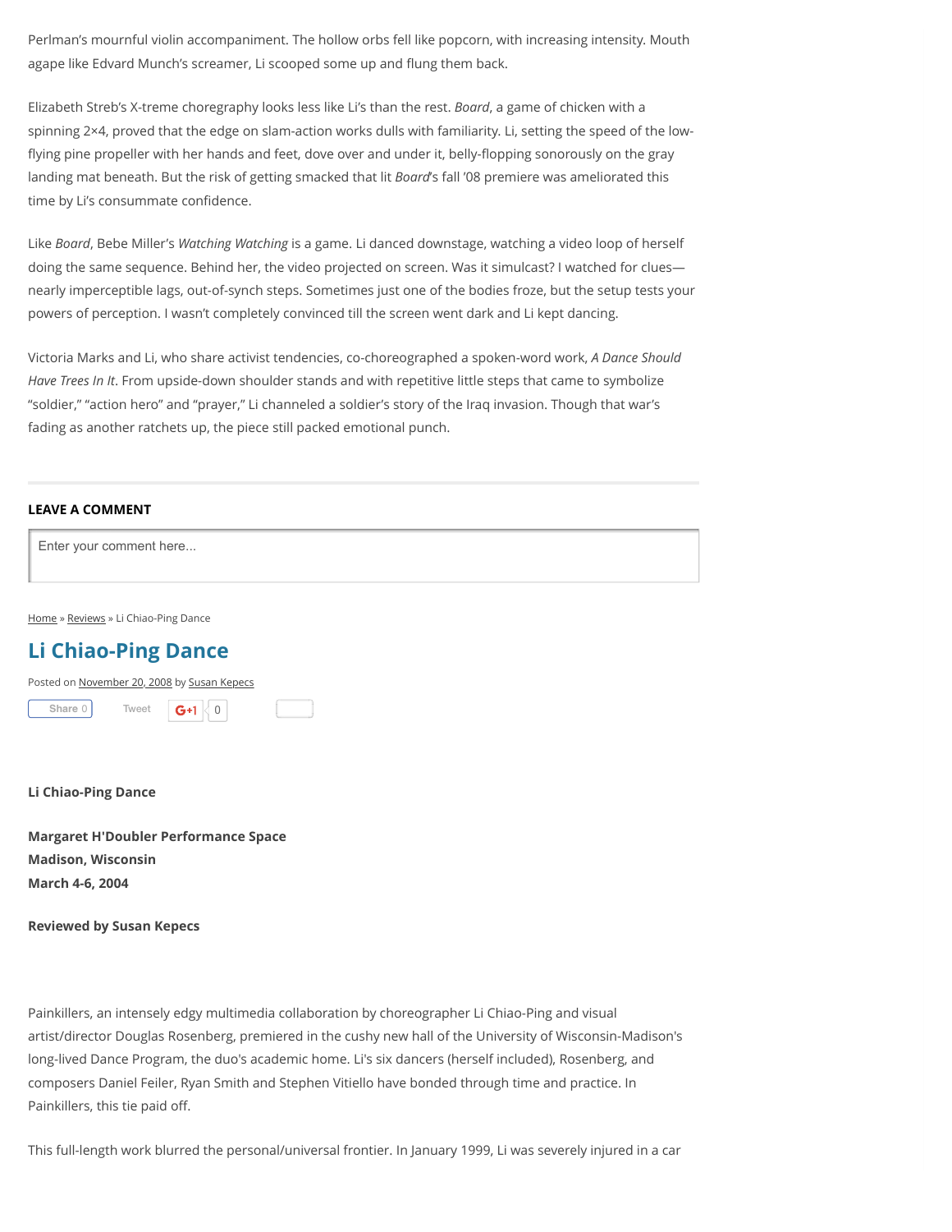Perlman's mournful violin accompaniment. The hollow orbs fell like popcorn, with increasing intensity. Mouth agape like Edvard Munch's screamer, Li scooped some up and flung them back.

Elizabeth Streb's X-treme choregraphy looks less like Li's than the rest. *Board*, a game of chicken with a spinning 2×4, proved that the edge on slam-action works dulls with familiarity. Li, setting the speed of the low-flying pine propeller with her hands and feet, dove over and under it, belly-flopping sonorously on the gray landing mat beneath. But the risk of getting smacked that lit *Board*'s fall '08 premiere was ameliorated this time by Li's consummate confidence.

Like *Board*, Bebe Miller's *Watching Watching* is a game. Li danced downstage, watching a video loop of herself doing the same sequence. Behind her, the video projected on screen. Was it simulcast? I watched for clues—nearly imperceptible lags, out-of-synch steps. Sometimes just one of the bodies froze, but the setup tests your powers of perception. I wasn't completely convinced till the screen went dark and Li kept dancing.

Victoria Marks and Li, who share activist tendencies, co-choreographed a spoken-word work, *A Dance Should Have Trees In It*. From upside-down shoulder stands and with repetitive little steps that came to symbolize "soldier," "action hero" and "prayer," Li channeled a soldier's story of the Iraq invasion. Though that war's fading as another ratchets up, the piece still packed emotional punch.

---

**LEAVE A COMMENT**

Enter your comment here...

Home » Reviews » Li Chiao-Ping Dance

## Li Chiao-Ping Dance

Posted on November 20, 2008 by Susan Kepecs

Share 0 Tweet G+1 0

**Li Chiao-Ping Dance**

**Margaret H'Doubler Performance Space**
**Madison, Wisconsin**
**March 4-6, 2004**

**Reviewed by Susan Kepecs**

Painkillers, an intensely edgy multimedia collaboration by choreographer Li Chiao-Ping and visual artist/director Douglas Rosenberg, premiered in the cushy new hall of the University of Wisconsin-Madison's long-lived Dance Program, the duo's academic home. Li's six dancers (herself included), Rosenberg, and composers Daniel Feiler, Ryan Smith and Stephen Vitiello have bonded through time and practice. In Painkillers, this tie paid off.

This full-length work blurred the personal/universal frontier. In January 1999, Li was severely injured in a car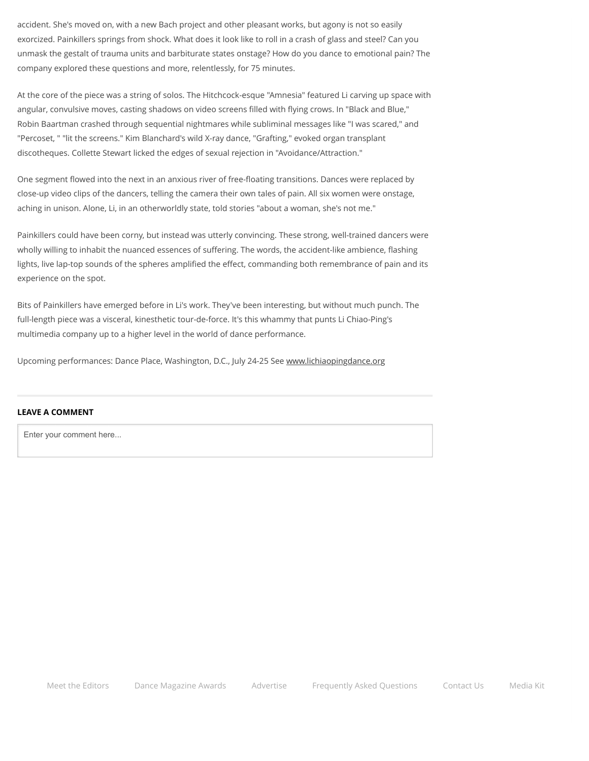accident. She's moved on, with a new Bach project and other pleasant works, but agony is not so easily exorcized. Painkillers springs from shock. What does it look like to roll in a crash of glass and steel? Can you unmask the gestalt of trauma units and barbiturate states onstage? How do you dance to emotional pain? The company explored these questions and more, relentlessly, for 75 minutes.

At the core of the piece was a string of solos. The Hitchcock-esque "Amnesia" featured Li carving up space with angular, convulsive moves, casting shadows on video screens filled with flying crows. In "Black and Blue," Robin Baartman crashed through sequential nightmares while subliminal messages like "I was scared," and "Percoset, " "lit the screens." Kim Blanchard's wild X-ray dance, "Grafting," evoked organ transplant discotheques. Collette Stewart licked the edges of sexual rejection in "Avoidance/Attraction."

One segment flowed into the next in an anxious river of free-floating transitions. Dances were replaced by close-up video clips of the dancers, telling the camera their own tales of pain. All six women were onstage, aching in unison. Alone, Li, in an otherworldly state, told stories "about a woman, she's not me."

Painkillers could have been corny, but instead was utterly convincing. These strong, well-trained dancers were wholly willing to inhabit the nuanced essences of suffering. The words, the accident-like ambience, flashing lights, live lap-top sounds of the spheres amplified the effect, commanding both remembrance of pain and its experience on the spot.

Bits of Painkillers have emerged before in Li's work. They've been interesting, but without much punch. The full-length piece was a visceral, kinesthetic tour-de-force. It's this whammy that punts Li Chiao-Ping's multimedia company up to a higher level in the world of dance performance.

Upcoming performances: Dance Place, Washington, D.C., July 24-25 See www.lichiaopingdance.org

**LEAVE A COMMENT**

Enter your comment here...

Meet the Editors | Dance Magazine Awards | Advertise | Frequently Asked Questions | Contact Us | Media Kit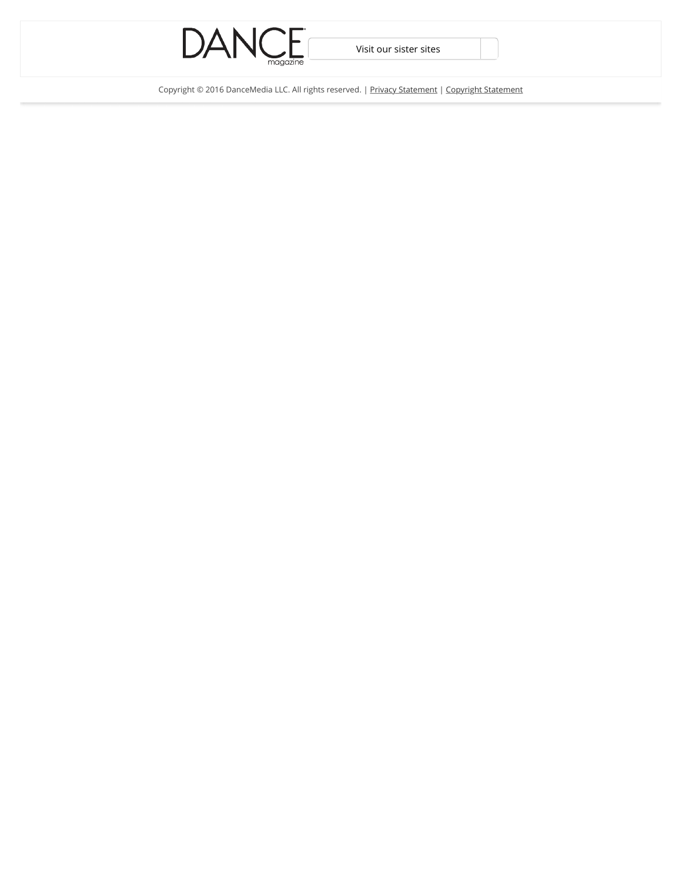DANCE magazine

Visit our sister sites

Copyright © 2016 DanceMedia LLC. All rights reserved. | Privacy Statement | Copyright Statement